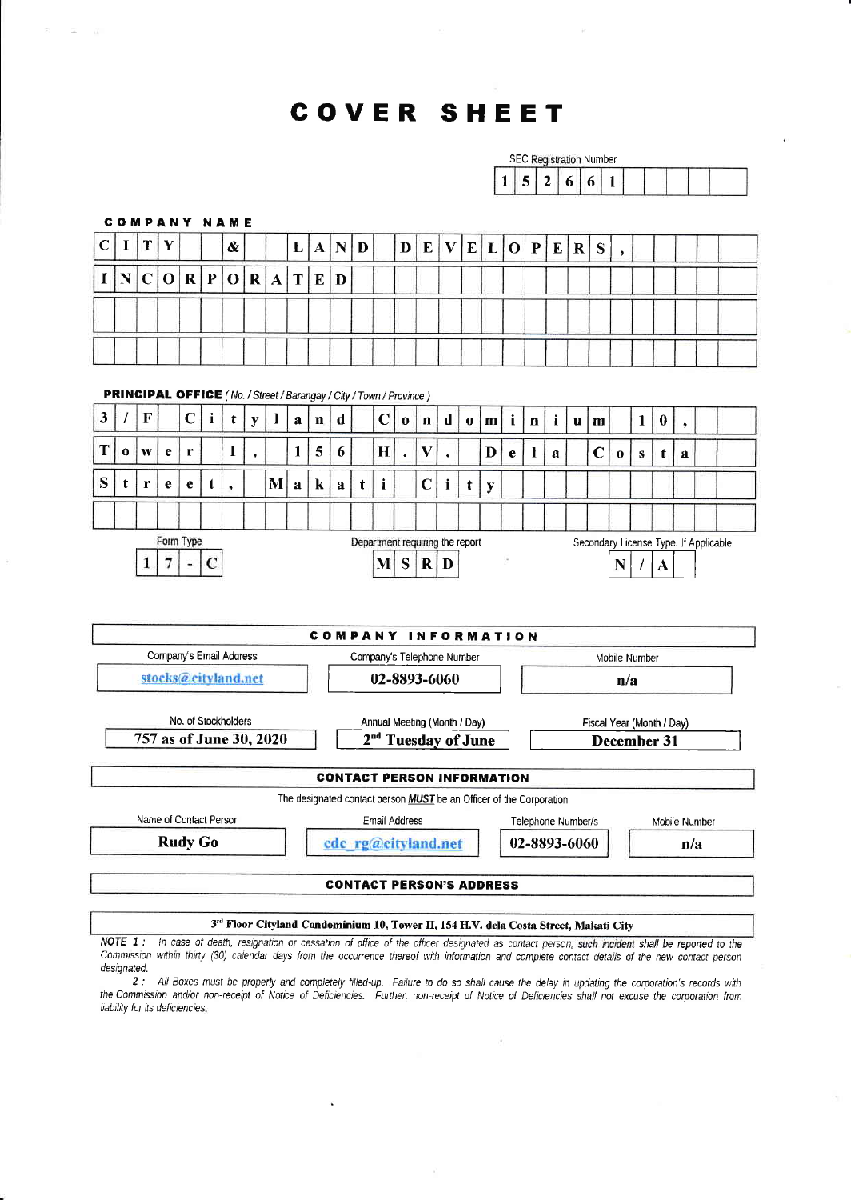# COVER SHEET

SEC Registration Number

**152661**

**COMPANY NAME**

**CITY & LAND DEVELOPERS, INCORPORATED**

**PRINCIPAL OFFICE** *( No. / Street / Barangay / City / Town / Province )*

**3/F City land Condominium 10, Tower I, 156 H.V. Dela Costa Street, Makati City**

| Form Type | Department requiring the report | Secondary License Type, If Applicable |
|---|---|---|
| 17-C | MSRD | N/A |

**COMPANY INFORMATION**

| Company's Email Address | Company's Telephone Number | Mobile Number |
|---|---|---|
| stocks@cityland.net | 02-8893-6060 | n/a |

| No. of Stockholders | Annual Meeting (Month / Day) | Fiscal Year (Month / Day) |
|---|---|---|
| 757 as of June 30, 2020 | 2nd Tuesday of June | December 31 |

**CONTACT PERSON INFORMATION**

The designated contact person ***MUST*** be an Officer of the Corporation

| Name of Contact Person | Email Address | Telephone Number/s | Mobile Number |
|---|---|---|---|
| Rudy Go | cdc_rg@cityland.net | 02-8893-6060 | n/a |

**CONTACT PERSON'S ADDRESS**

**3rd Floor Cityland Condominium 10, Tower II, 154 H.V. dela Costa Street, Makati City**

*NOTE 1 : In case of death, resignation or cessation of office of the officer designated as contact person, such incident shall be reported to the Commission within thirty (30) calendar days from the occurrence thereof with information and complete contact details of the new contact person designated.*

*2 : All Boxes must be properly and completely filled-up. Failure to do so shall cause the delay in updating the corporation's records with the Commission and/or non-receipt of Notice of Deficiencies. Further, non-receipt of Notice of Deficiencies shall not excuse the corporation from liability for its deficiencies.*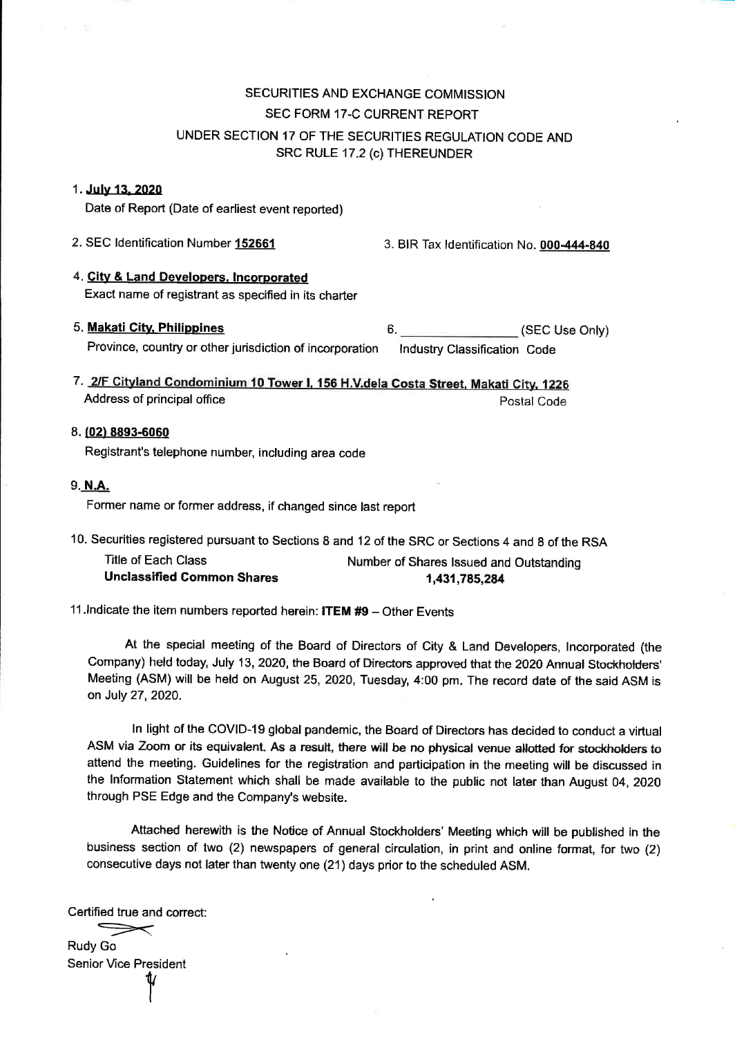# SECURITIES AND EXCHANGE COMMISSION
## SEC FORM 17-C CURRENT REPORT
### UNDER SECTION 17 OF THE SECURITIES REGULATION CODE AND SRC RULE 17.2 (c) THEREUNDER

1. **July 13, 2020**
   Date of Report (Date of earliest event reported)

2. SEC Identification Number **152661**
3. BIR Tax Identification No. **000-444-840**

4. **City & Land Developers, Incorporated**
   Exact name of registrant as specified in its charter

5. **Makati City, Philippines**
   Province, country or other jurisdiction of incorporation

6. ______________ (SEC Use Only)
   Industry Classification Code

7. **2/F Cityland Condominium 10 Tower I, 156 H.V.dela Costa Street, Makati City, 1226**
   Address of principal office — Postal Code

8. **(02) 8893-6060**
   Registrant's telephone number, including area code

9. **N.A.**
   Former name or former address, if changed since last report

10. Securities registered pursuant to Sections 8 and 12 of the SRC or Sections 4 and 8 of the RSA

| Title of Each Class | Number of Shares Issued and Outstanding |
|---|---|
| **Unclassified Common Shares** | **1,431,785,284** |

11. Indicate the item numbers reported herein: **ITEM #9** – Other Events

At the special meeting of the Board of Directors of City & Land Developers, Incorporated (the Company) held today, July 13, 2020, the Board of Directors approved that the 2020 Annual Stockholders' Meeting (ASM) will be held on August 25, 2020, Tuesday, 4:00 pm. The record date of the said ASM is on July 27, 2020.

In light of the COVID-19 global pandemic, the Board of Directors has decided to conduct a virtual ASM via Zoom or its equivalent. As a result, there will be no physical venue allotted for stockholders to attend the meeting. Guidelines for the registration and participation in the meeting will be discussed in the Information Statement which shall be made available to the public not later than August 04, 2020 through PSE Edge and the Company's website.

Attached herewith is the Notice of Annual Stockholders' Meeting which will be published in the business section of two (2) newspapers of general circulation, in print and online format, for two (2) consecutive days not later than twenty one (21) days prior to the scheduled ASM.

Certified true and correct:

Rudy Go
Senior Vice President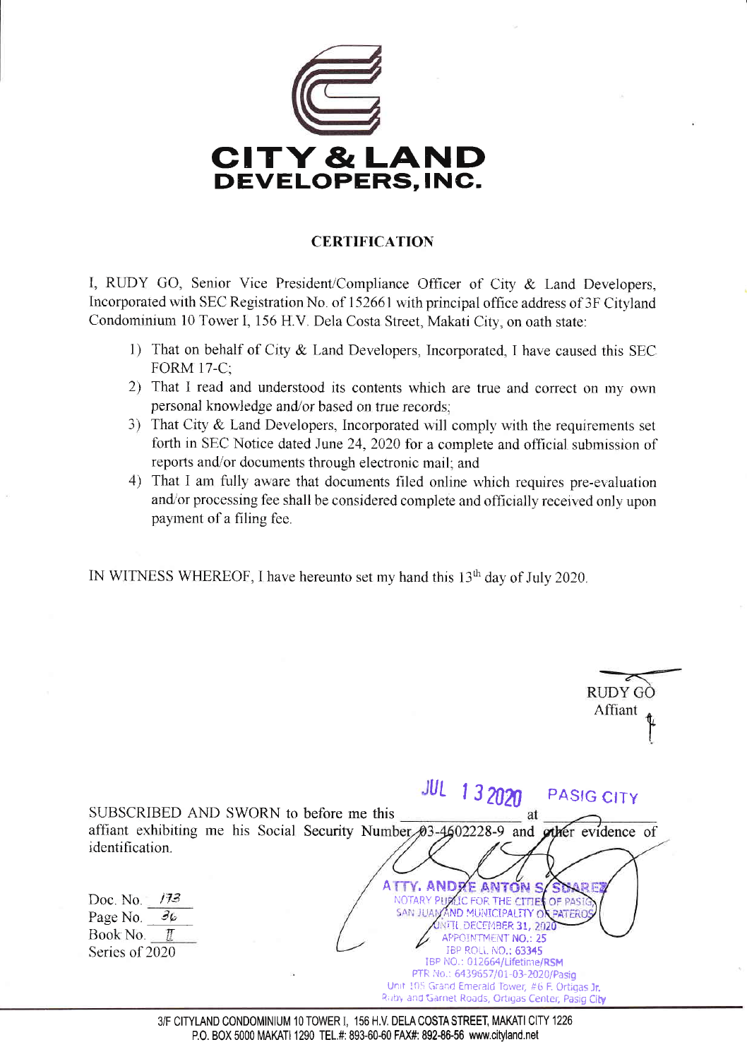**CITY & LAND DEVELOPERS, INC.**

## CERTIFICATION

I, RUDY GO, Senior Vice President/Compliance Officer of City & Land Developers, Incorporated with SEC Registration No. of 152661 with principal office address of 3F Cityland Condominium 10 Tower I, 156 H.V. Dela Costa Street, Makati City, on oath state:

1) That on behalf of City & Land Developers, Incorporated, I have caused this SEC FORM 17-C;
2) That I read and understood its contents which are true and correct on my own personal knowledge and/or based on true records;
3) That City & Land Developers, Incorporated will comply with the requirements set forth in SEC Notice dated June 24, 2020 for a complete and official submission of reports and/or documents through electronic mail; and
4) That I am fully aware that documents filed online which requires pre-evaluation and/or processing fee shall be considered complete and officially received only upon payment of a filing fee.

IN WITNESS WHEREOF, I have hereunto set my hand this 13th day of July 2020.

RUDY GO
Affiant

SUBSCRIBED AND SWORN to before me this JUL 13 2020 at PASIG CITY affiant exhibiting me his Social Security Number 03-4602228-9 and other evidence of identification.

Doc. No. 173
Page No. 36
Book No. II
Series of 2020

ATTY. ANDRE ANTON S. SUAREZ
NOTARY PUBLIC FOR THE CITIES OF PASIG, SAN JUAN AND MUNICIPALITY OF PATEROS
UNTIL DECEMBER 31, 2020
APPOINTMENT NO.: 25
IBP ROLL NO.: 63345
IBP NO.: 012664/Lifetime/RSM
PTR No.: 6439657/01-03-2020/Pasig
Unit 105 Grand Emerald Tower, #6 F. Ortigas Jr. Ruby and Garnet Roads, Ortigas Center, Pasig City

3/F CITYLAND CONDOMINIUM 10 TOWER I, 156 H.V. DELA COSTA STREET, MAKATI CITY 1226
P.O. BOX 5000 MAKATI 1290 TEL.#: 893-60-60 FAX#: 892-86-56 www.cityland.net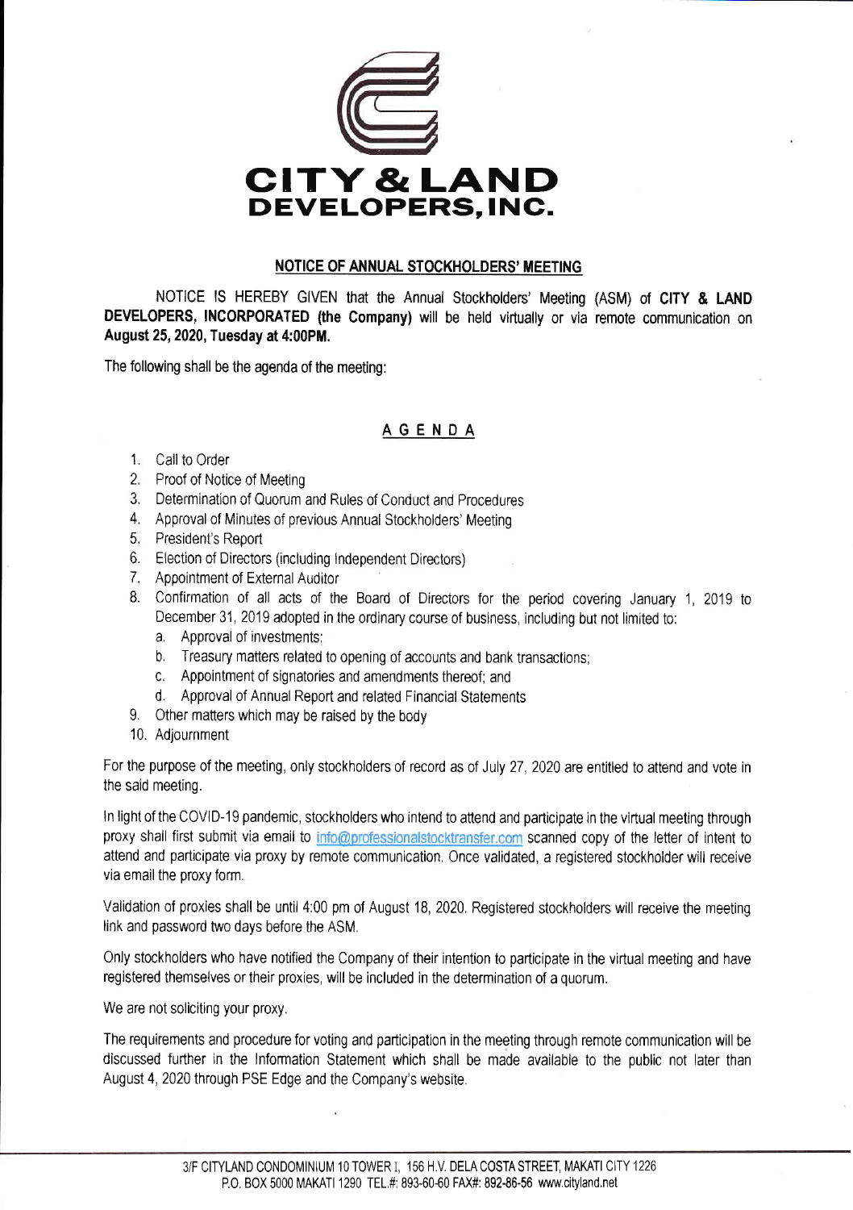# CITY & LAND DEVELOPERS, INC.

## NOTICE OF ANNUAL STOCKHOLDERS' MEETING

NOTICE IS HEREBY GIVEN that the Annual Stockholders' Meeting (ASM) of **CITY & LAND DEVELOPERS, INCORPORATED (the Company)** will be held virtually or via remote communication on **August 25, 2020, Tuesday at 4:00PM.**

The following shall be the agenda of the meeting:

### AGENDA

1. Call to Order
2. Proof of Notice of Meeting
3. Determination of Quorum and Rules of Conduct and Procedures
4. Approval of Minutes of previous Annual Stockholders' Meeting
5. President's Report
6. Election of Directors (including Independent Directors)
7. Appointment of External Auditor
8. Confirmation of all acts of the Board of Directors for the period covering January 1, 2019 to December 31, 2019 adopted in the ordinary course of business, including but not limited to:
   a. Approval of investments;
   b. Treasury matters related to opening of accounts and bank transactions;
   c. Appointment of signatories and amendments thereof; and
   d. Approval of Annual Report and related Financial Statements
9. Other matters which may be raised by the body
10. Adjournment

For the purpose of the meeting, only stockholders of record as of July 27, 2020 are entitled to attend and vote in the said meeting.

In light of the COVID-19 pandemic, stockholders who intend to attend and participate in the virtual meeting through proxy shall first submit via email to info@professionalstocktransfer.com scanned copy of the letter of intent to attend and participate via proxy by remote communication. Once validated, a registered stockholder will receive via email the proxy form.

Validation of proxies shall be until 4:00 pm of August 18, 2020. Registered stockholders will receive the meeting link and password two days before the ASM.

Only stockholders who have notified the Company of their intention to participate in the virtual meeting and have registered themselves or their proxies, will be included in the determination of a quorum.

We are not soliciting your proxy.

The requirements and procedure for voting and participation in the meeting through remote communication will be discussed further in the Information Statement which shall be made available to the public not later than August 4, 2020 through PSE Edge and the Company's website.

3/F CITYLAND CONDOMINIUM 10 TOWER I, 156 H.V. DELA COSTA STREET, MAKATI CITY 1226
P.O. BOX 5000 MAKATI 1290 TEL.#: 893-60-60 FAX#: 892-86-56 www.cityland.net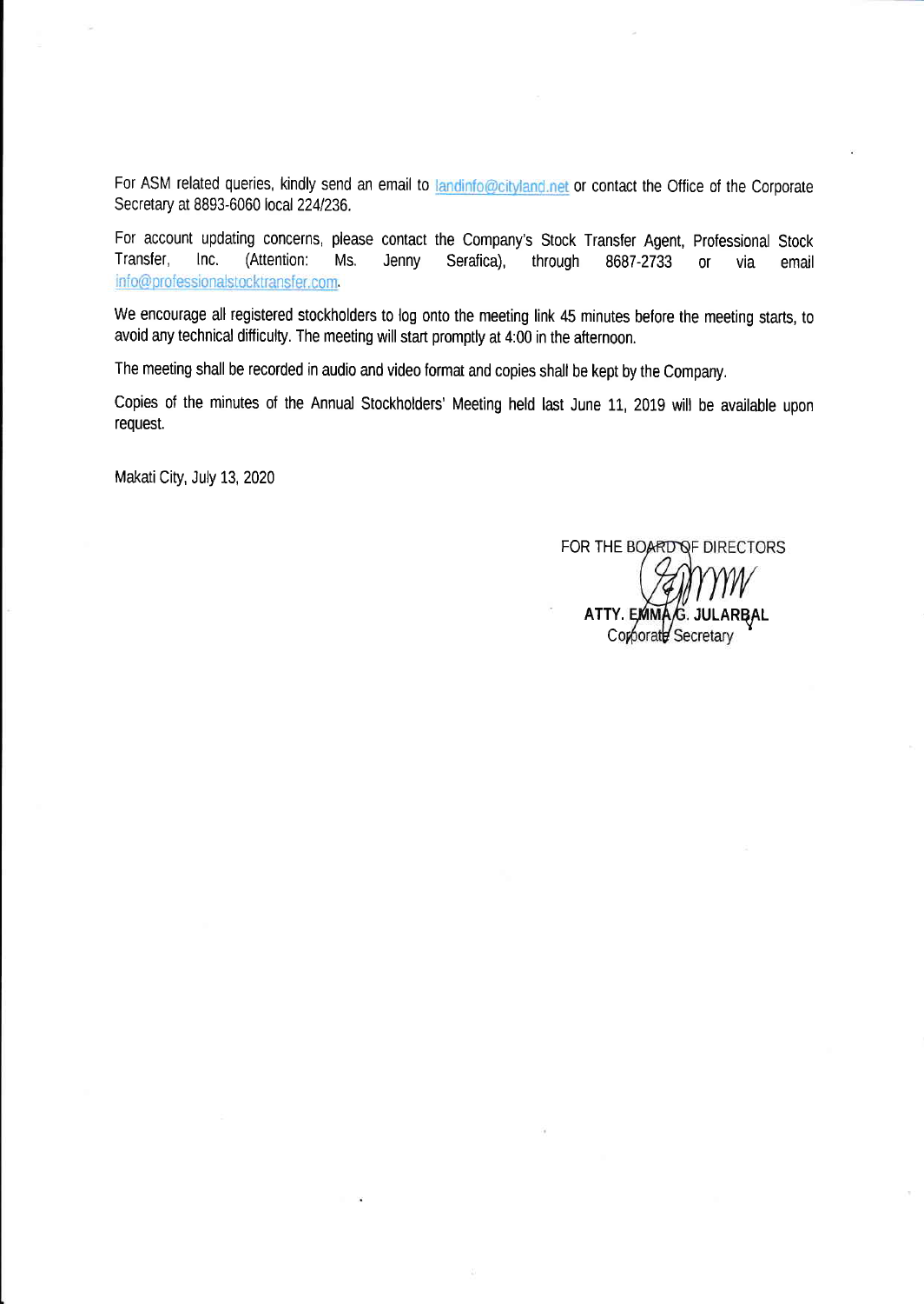For ASM related queries, kindly send an email to landinfo@cityland.net or contact the Office of the Corporate Secretary at 8893-6060 local 224/236.

For account updating concerns, please contact the Company's Stock Transfer Agent, Professional Stock Transfer, Inc. (Attention: Ms. Jenny Serafica), through 8687-2733 or via email info@professionalstocktransfer.com.

We encourage all registered stockholders to log onto the meeting link 45 minutes before the meeting starts, to avoid any technical difficulty. The meeting will start promptly at 4:00 in the afternoon.

The meeting shall be recorded in audio and video format and copies shall be kept by the Company.

Copies of the minutes of the Annual Stockholders' Meeting held last June 11, 2019 will be available upon request.

Makati City, July 13, 2020

FOR THE BOARD OF DIRECTORS

**ATTY. EMMA G. JULARBAL**
Corporate Secretary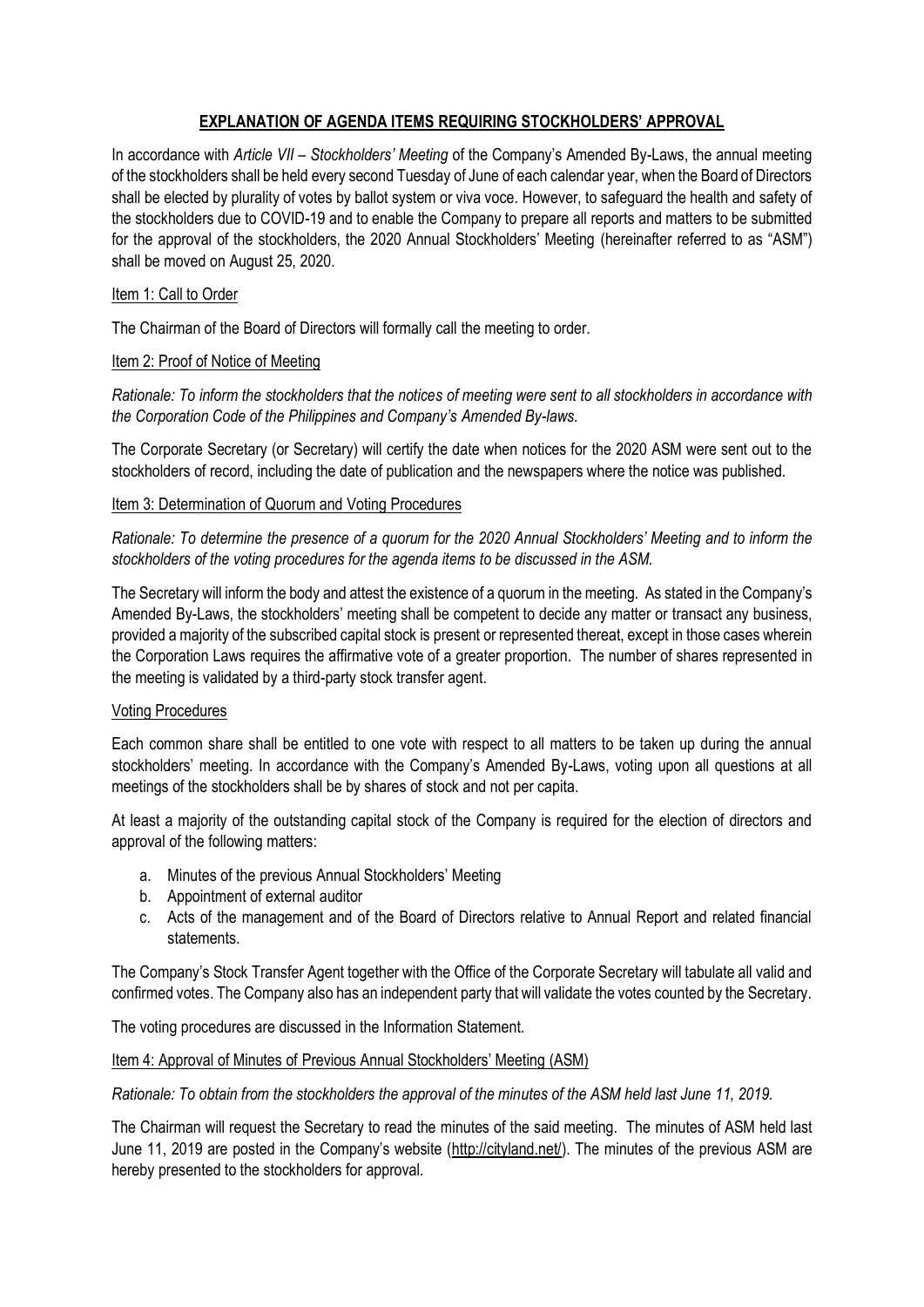## EXPLANATION OF AGENDA ITEMS REQUIRING STOCKHOLDERS' APPROVAL

In accordance with *Article VII – Stockholders' Meeting* of the Company's Amended By-Laws, the annual meeting of the stockholders shall be held every second Tuesday of June of each calendar year, when the Board of Directors shall be elected by plurality of votes by ballot system or viva voce. However, to safeguard the health and safety of the stockholders due to COVID-19 and to enable the Company to prepare all reports and matters to be submitted for the approval of the stockholders, the 2020 Annual Stockholders' Meeting (hereinafter referred to as "ASM") shall be moved on August 25, 2020.

### Item 1: Call to Order

The Chairman of the Board of Directors will formally call the meeting to order.

### Item 2: Proof of Notice of Meeting

*Rationale: To inform the stockholders that the notices of meeting were sent to all stockholders in accordance with the Corporation Code of the Philippines and Company's Amended By-laws.*

The Corporate Secretary (or Secretary) will certify the date when notices for the 2020 ASM were sent out to the stockholders of record, including the date of publication and the newspapers where the notice was published.

### Item 3: Determination of Quorum and Voting Procedures

*Rationale: To determine the presence of a quorum for the 2020 Annual Stockholders' Meeting and to inform the stockholders of the voting procedures for the agenda items to be discussed in the ASM.*

The Secretary will inform the body and attest the existence of a quorum in the meeting. As stated in the Company's Amended By-Laws, the stockholders' meeting shall be competent to decide any matter or transact any business, provided a majority of the subscribed capital stock is present or represented thereat, except in those cases wherein the Corporation Laws requires the affirmative vote of a greater proportion. The number of shares represented in the meeting is validated by a third-party stock transfer agent.

#### Voting Procedures

Each common share shall be entitled to one vote with respect to all matters to be taken up during the annual stockholders' meeting. In accordance with the Company's Amended By-Laws, voting upon all questions at all meetings of the stockholders shall be by shares of stock and not per capita.

At least a majority of the outstanding capital stock of the Company is required for the election of directors and approval of the following matters:

a. Minutes of the previous Annual Stockholders' Meeting
b. Appointment of external auditor
c. Acts of the management and of the Board of Directors relative to Annual Report and related financial statements.

The Company's Stock Transfer Agent together with the Office of the Corporate Secretary will tabulate all valid and confirmed votes. The Company also has an independent party that will validate the votes counted by the Secretary.

The voting procedures are discussed in the Information Statement.

### Item 4: Approval of Minutes of Previous Annual Stockholders' Meeting (ASM)

*Rationale: To obtain from the stockholders the approval of the minutes of the ASM held last June 11, 2019.*

The Chairman will request the Secretary to read the minutes of the said meeting. The minutes of ASM held last June 11, 2019 are posted in the Company's website (http://cityland.net/). The minutes of the previous ASM are hereby presented to the stockholders for approval.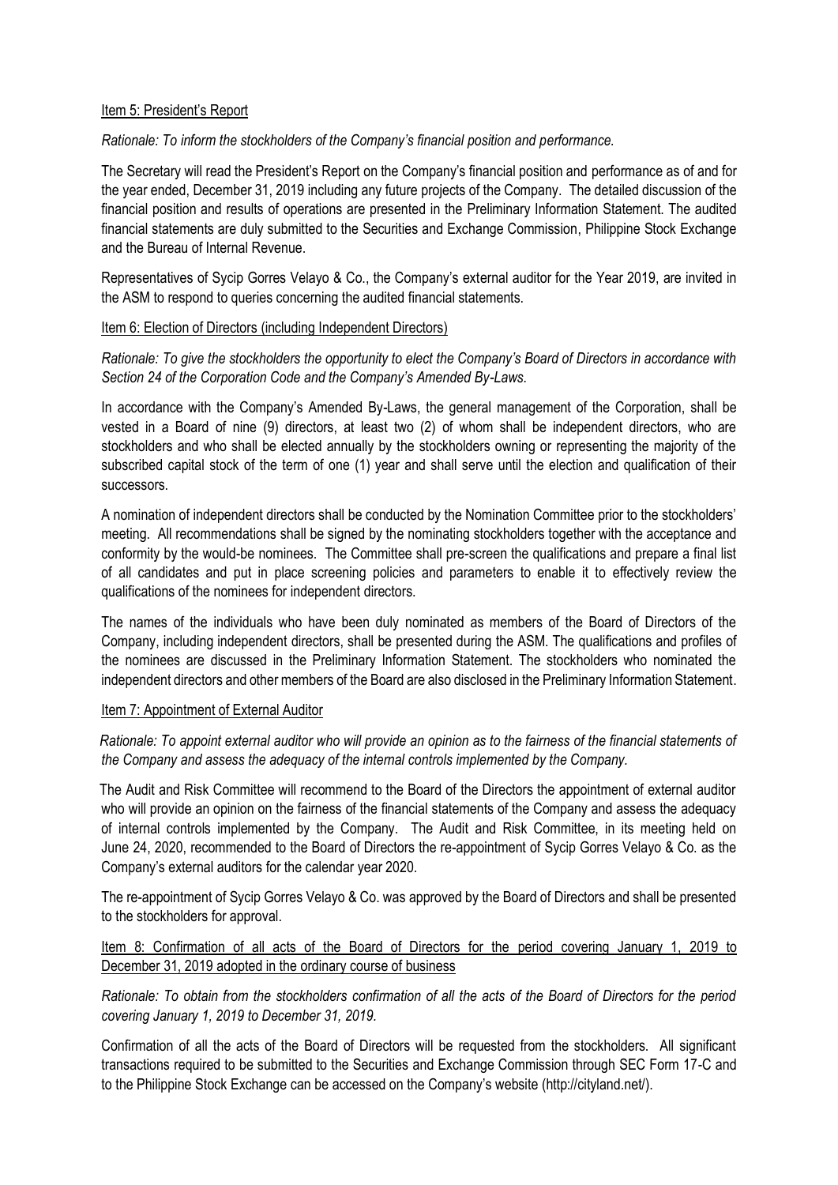Item 5: President's Report

*Rationale: To inform the stockholders of the Company's financial position and performance.*

The Secretary will read the President's Report on the Company's financial position and performance as of and for the year ended, December 31, 2019 including any future projects of the Company. The detailed discussion of the financial position and results of operations are presented in the Preliminary Information Statement. The audited financial statements are duly submitted to the Securities and Exchange Commission, Philippine Stock Exchange and the Bureau of Internal Revenue.

Representatives of Sycip Gorres Velayo & Co., the Company's external auditor for the Year 2019, are invited in the ASM to respond to queries concerning the audited financial statements.

Item 6: Election of Directors (including Independent Directors)

*Rationale: To give the stockholders the opportunity to elect the Company's Board of Directors in accordance with Section 24 of the Corporation Code and the Company's Amended By-Laws.*

In accordance with the Company's Amended By-Laws, the general management of the Corporation, shall be vested in a Board of nine (9) directors, at least two (2) of whom shall be independent directors, who are stockholders and who shall be elected annually by the stockholders owning or representing the majority of the subscribed capital stock of the term of one (1) year and shall serve until the election and qualification of their successors.

A nomination of independent directors shall be conducted by the Nomination Committee prior to the stockholders' meeting. All recommendations shall be signed by the nominating stockholders together with the acceptance and conformity by the would-be nominees. The Committee shall pre-screen the qualifications and prepare a final list of all candidates and put in place screening policies and parameters to enable it to effectively review the qualifications of the nominees for independent directors.

The names of the individuals who have been duly nominated as members of the Board of Directors of the Company, including independent directors, shall be presented during the ASM. The qualifications and profiles of the nominees are discussed in the Preliminary Information Statement. The stockholders who nominated the independent directors and other members of the Board are also disclosed in the Preliminary Information Statement.

Item 7: Appointment of External Auditor

*Rationale: To appoint external auditor who will provide an opinion as to the fairness of the financial statements of the Company and assess the adequacy of the internal controls implemented by the Company.*

The Audit and Risk Committee will recommend to the Board of the Directors the appointment of external auditor who will provide an opinion on the fairness of the financial statements of the Company and assess the adequacy of internal controls implemented by the Company. The Audit and Risk Committee, in its meeting held on June 24, 2020, recommended to the Board of Directors the re-appointment of Sycip Gorres Velayo & Co. as the Company's external auditors for the calendar year 2020.

The re-appointment of Sycip Gorres Velayo & Co. was approved by the Board of Directors and shall be presented to the stockholders for approval.

Item 8: Confirmation of all acts of the Board of Directors for the period covering January 1, 2019 to December 31, 2019 adopted in the ordinary course of business

*Rationale: To obtain from the stockholders confirmation of all the acts of the Board of Directors for the period covering January 1, 2019 to December 31, 2019.*

Confirmation of all the acts of the Board of Directors will be requested from the stockholders. All significant transactions required to be submitted to the Securities and Exchange Commission through SEC Form 17-C and to the Philippine Stock Exchange can be accessed on the Company's website (http://cityland.net/).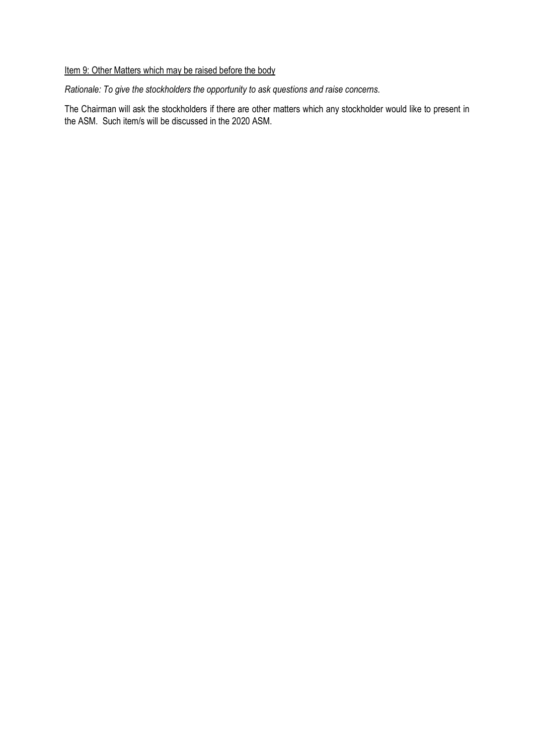Item 9: Other Matters which may be raised before the body

*Rationale: To give the stockholders the opportunity to ask questions and raise concerns.*

The Chairman will ask the stockholders if there are other matters which any stockholder would like to present in the ASM. Such item/s will be discussed in the 2020 ASM.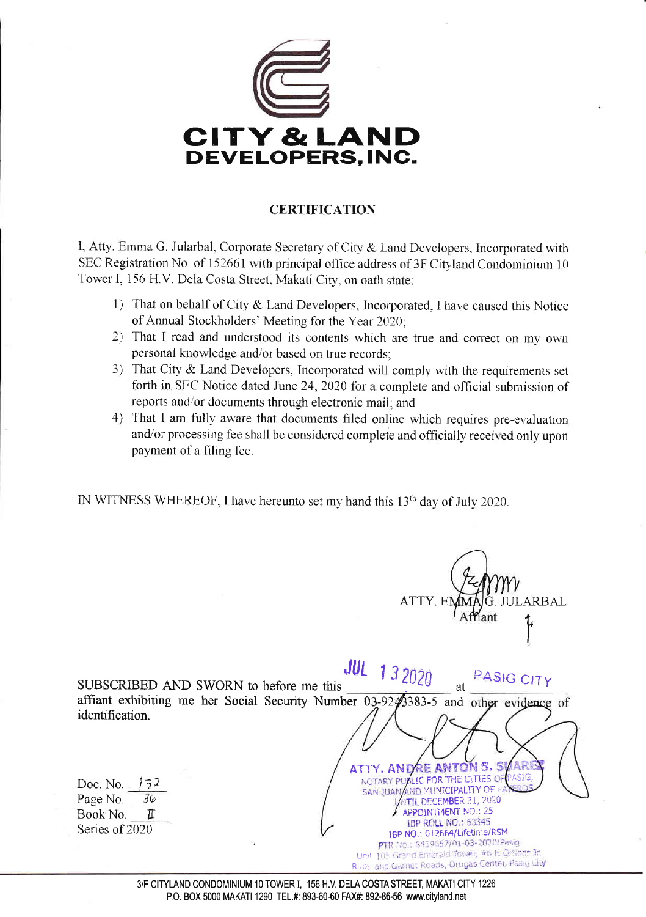**CITY & LAND DEVELOPERS, INC.**

## CERTIFICATION

I, Atty. Emma G. Jularbal, Corporate Secretary of City & Land Developers, Incorporated with SEC Registration No. of 152661 with principal office address of 3F Cityland Condominium 10 Tower I, 156 H.V. Dela Costa Street, Makati City, on oath state:

1) That on behalf of City & Land Developers, Incorporated, I have caused this Notice of Annual Stockholders' Meeting for the Year 2020;
2) That I read and understood its contents which are true and correct on my own personal knowledge and/or based on true records;
3) That City & Land Developers, Incorporated will comply with the requirements set forth in SEC Notice dated June 24, 2020 for a complete and official submission of reports and/or documents through electronic mail; and
4) That I am fully aware that documents filed online which requires pre-evaluation and/or processing fee shall be considered complete and officially received only upon payment of a filing fee.

IN WITNESS WHEREOF, I have hereunto set my hand this 13th day of July 2020.

ATTY. EMMA G. JULARBAL
Affiant

SUBSCRIBED AND SWORN to before me this JUL 13 2020 at PASIG CITY affiant exhibiting me her Social Security Number 03-9243383-5 and other evidence of identification.

Doc. No. 172
Page No. 36
Book No. II
Series of 2020

ATTY. ANDRE ANTON S. SUAREZ
NOTARY PUBLIC FOR THE CITIES OF PASIG, SAN JUAN AND MUNICIPALITY OF PATEROS
UNTIL DECEMBER 31, 2020
APPOINTMENT NO.: 25
IBP ROLL NO.: 63345
IBP NO.: 012664/Lifetime/RSM
PTR No.: 6439557/01-03-2020/Pasig
Unit 105 Grand Emerald Tower, #6 F. Ortigas Jr. Ruby and Garnet Roads, Ortigas Center, Pasig City

3/F CITYLAND CONDOMINIUM 10 TOWER I, 156 H.V. DELA COSTA STREET, MAKATI CITY 1226
P.O. BOX 5000 MAKATI 1290 TEL.#: 893-60-60 FAX#: 892-86-56 www.cityland.net